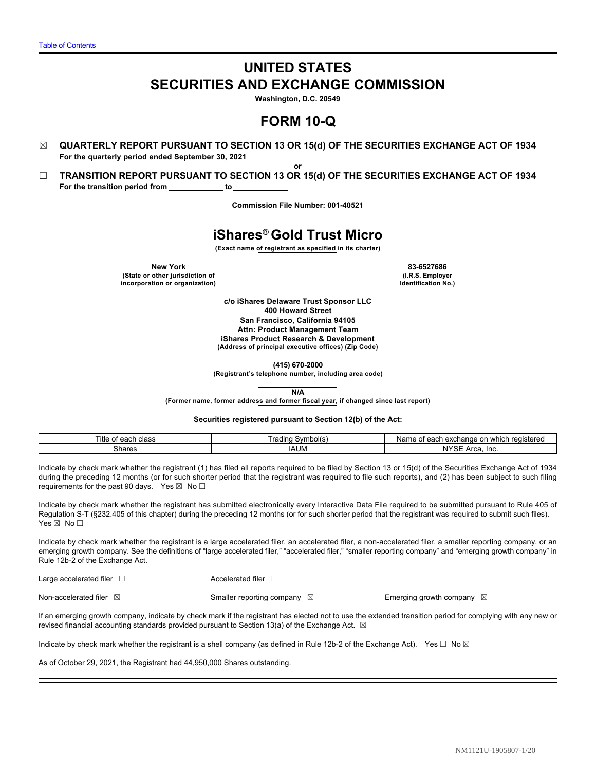Table of Contents

# UNITED STATES
# SECURITIES AND EXCHANGE COMMISSION

**Washington, D.C. 20549**

## FORM 10-Q

☒ **QUARTERLY REPORT PURSUANT TO SECTION 13 OR 15(d) OF THE SECURITIES EXCHANGE ACT OF 1934**
**For the quarterly period ended September 30, 2021**

**or**

☐ **TRANSITION REPORT PURSUANT TO SECTION 13 OR 15(d) OF THE SECURITIES EXCHANGE ACT OF 1934**
**For the transition period from \_\_\_\_\_\_\_\_\_\_\_\_ to \_\_\_\_\_\_\_\_\_\_\_\_**

**Commission File Number: 001-40521**

## iShares® Gold Trust Micro

**(Exact name of registrant as specified in its charter)**

| **New York** | **83-6527686** |
|---|---|
| **(State or other jurisdiction of incorporation or organization)** | **(I.R.S. Employer Identification No.)** |

**c/o iShares Delaware Trust Sponsor LLC**
**400 Howard Street**
**San Francisco, California 94105**
**Attn: Product Management Team**
**iShares Product Research & Development**
**(Address of principal executive offices) (Zip Code)**

**(415) 670-2000**
**(Registrant's telephone number, including area code)**

**N/A**
**(Former name, former address and former fiscal year, if changed since last report)**

**Securities registered pursuant to Section 12(b) of the Act:**

| Title of each class | Trading Symbol(s) | Name of each exchange on which registered |
|---|---|---|
| Shares | IAUM | NYSE Arca, Inc. |

Indicate by check mark whether the registrant (1) has filed all reports required to be filed by Section 13 or 15(d) of the Securities Exchange Act of 1934 during the preceding 12 months (or for such shorter period that the registrant was required to file such reports), and (2) has been subject to such filing requirements for the past 90 days. Yes ☒ No ☐

Indicate by check mark whether the registrant has submitted electronically every Interactive Data File required to be submitted pursuant to Rule 405 of Regulation S-T (§232.405 of this chapter) during the preceding 12 months (or for such shorter period that the registrant was required to submit such files). Yes ☒ No ☐

Indicate by check mark whether the registrant is a large accelerated filer, an accelerated filer, a non-accelerated filer, a smaller reporting company, or an emerging growth company. See the definitions of "large accelerated filer," "accelerated filer," "smaller reporting company" and "emerging growth company" in Rule 12b-2 of the Exchange Act.

| | | |
|---|---|---|
| Large accelerated filer ☐ | Accelerated filer ☐ | |
| Non-accelerated filer ☒ | Smaller reporting company ☒ | Emerging growth company ☒ |

If an emerging growth company, indicate by check mark if the registrant has elected not to use the extended transition period for complying with any new or revised financial accounting standards provided pursuant to Section 13(a) of the Exchange Act. ☒

Indicate by check mark whether the registrant is a shell company (as defined in Rule 12b-2 of the Exchange Act). Yes ☐ No ☒

As of October 29, 2021, the Registrant had 44,950,000 Shares outstanding.

NM1121U-1905807-1/20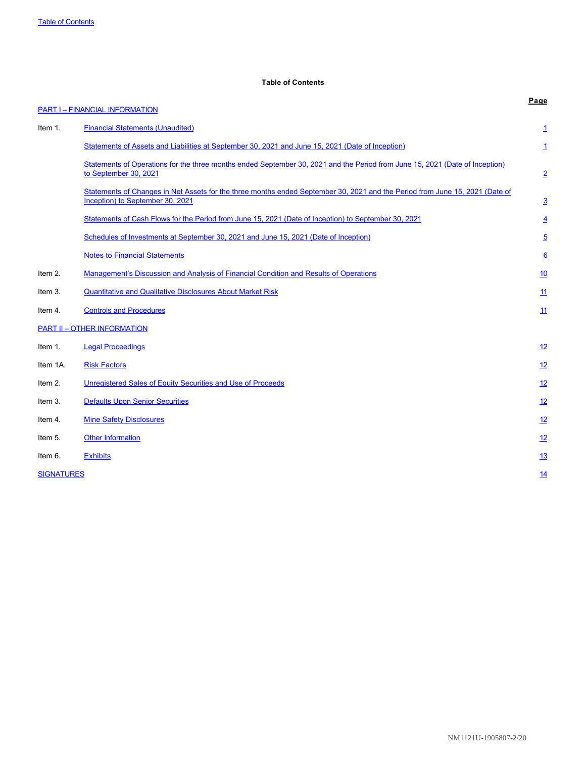## Table of Contents

| | | Page |
|---|---|---|
| PART I – FINANCIAL INFORMATION | | |
| Item 1. | Financial Statements (Unaudited) | 1 |
| | Statements of Assets and Liabilities at September 30, 2021 and June 15, 2021 (Date of Inception) | 1 |
| | Statements of Operations for the three months ended September 30, 2021 and the Period from June 15, 2021 (Date of Inception) to September 30, 2021 | 2 |
| | Statements of Changes in Net Assets for the three months ended September 30, 2021 and the Period from June 15, 2021 (Date of Inception) to September 30, 2021 | 3 |
| | Statements of Cash Flows for the Period from June 15, 2021 (Date of Inception) to September 30, 2021 | 4 |
| | Schedules of Investments at September 30, 2021 and June 15, 2021 (Date of Inception) | 5 |
| | Notes to Financial Statements | 6 |
| Item 2. | Management's Discussion and Analysis of Financial Condition and Results of Operations | 10 |
| Item 3. | Quantitative and Qualitative Disclosures About Market Risk | 11 |
| Item 4. | Controls and Procedures | 11 |
| PART II – OTHER INFORMATION | | |
| Item 1. | Legal Proceedings | 12 |
| Item 1A. | Risk Factors | 12 |
| Item 2. | Unregistered Sales of Equity Securities and Use of Proceeds | 12 |
| Item 3. | Defaults Upon Senior Securities | 12 |
| Item 4. | Mine Safety Disclosures | 12 |
| Item 5. | Other Information | 12 |
| Item 6. | Exhibits | 13 |
| SIGNATURES | | 14 |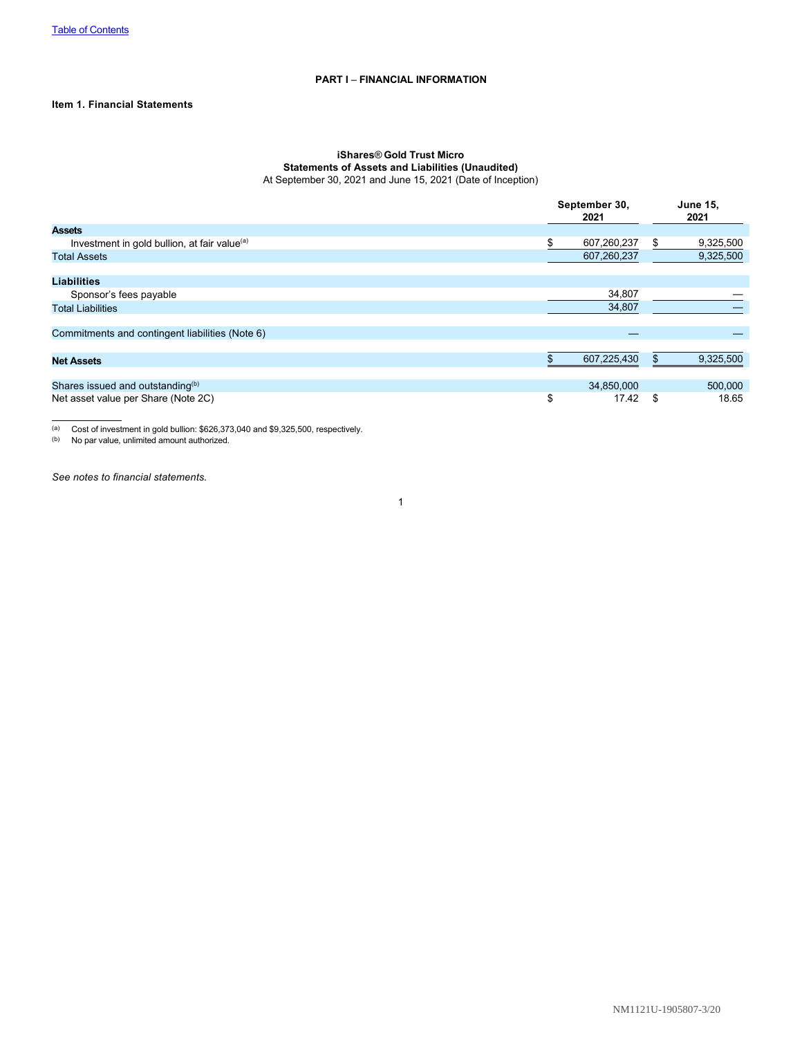# PART I – FINANCIAL INFORMATION

## Item 1. Financial Statements

### iShares® Gold Trust Micro
### Statements of Assets and Liabilities (Unaudited)
At September 30, 2021 and June 15, 2021 (Date of Inception)

| | September 30, 2021 | June 15, 2021 |
|---|---|---|
| **Assets** | | |
| Investment in gold bullion, at fair value[(a)] | $ 607,260,237 | $ 9,325,500 |
| Total Assets | 607,260,237 | 9,325,500 |
| | | |
| **Liabilities** | | |
| Sponsor's fees payable | 34,807 | — |
| Total Liabilities | 34,807 | — |
| | | |
| Commitments and contingent liabilities (Note 6) | — | — |
| | | |
| **Net Assets** | $ 607,225,430 | $ 9,325,500 |
| | | |
| Shares issued and outstanding[(b)] | 34,850,000 | 500,000 |
| Net asset value per Share (Note 2C) | $ 17.42 | $ 18.65 |

(a) Cost of investment in gold bullion: $626,373,040 and $9,325,500, respectively.

(b) No par value, unlimited amount authorized.

*See notes to financial statements.*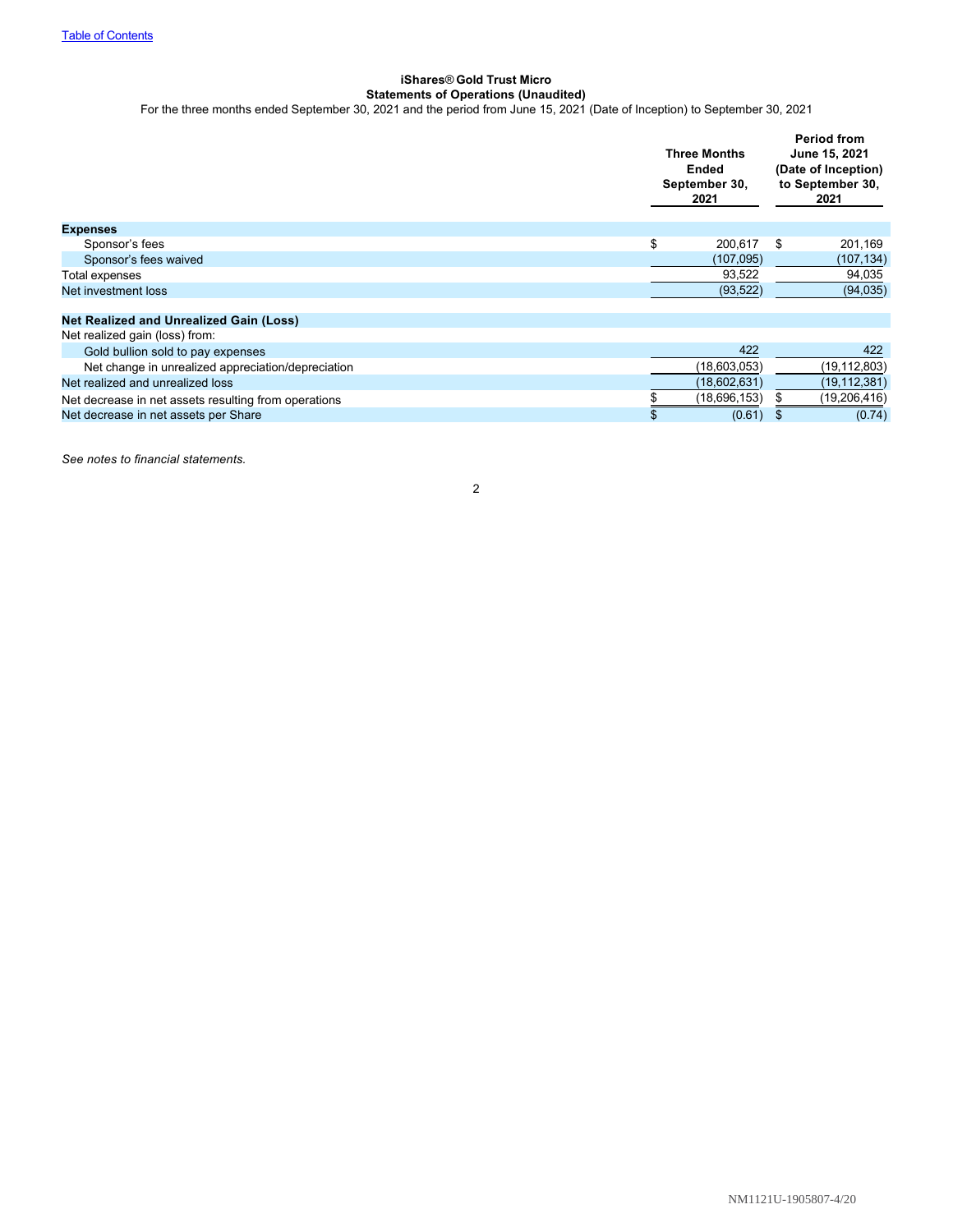Table of Contents

**iShares® Gold Trust Micro**
**Statements of Operations (Unaudited)**
For the three months ended September 30, 2021 and the period from June 15, 2021 (Date of Inception) to September 30, 2021

| | Three Months Ended September 30, 2021 | Period from June 15, 2021 (Date of Inception) to September 30, 2021 |
|---|---|---|
| **Expenses** | | |
| Sponsor's fees | $ 200,617 | $ 201,169 |
| Sponsor's fees waived | (107,095) | (107,134) |
| Total expenses | 93,522 | 94,035 |
| Net investment loss | (93,522) | (94,035) |
| | | |
| **Net Realized and Unrealized Gain (Loss)** | | |
| Net realized gain (loss) from: | | |
| Gold bullion sold to pay expenses | 422 | 422 |
| Net change in unrealized appreciation/depreciation | (18,603,053) | (19,112,803) |
| Net realized and unrealized loss | (18,602,631) | (19,112,381) |
| Net decrease in net assets resulting from operations | $ (18,696,153) | $ (19,206,416) |
| Net decrease in net assets per Share | $ (0.61) | $ (0.74) |

*See notes to financial statements.*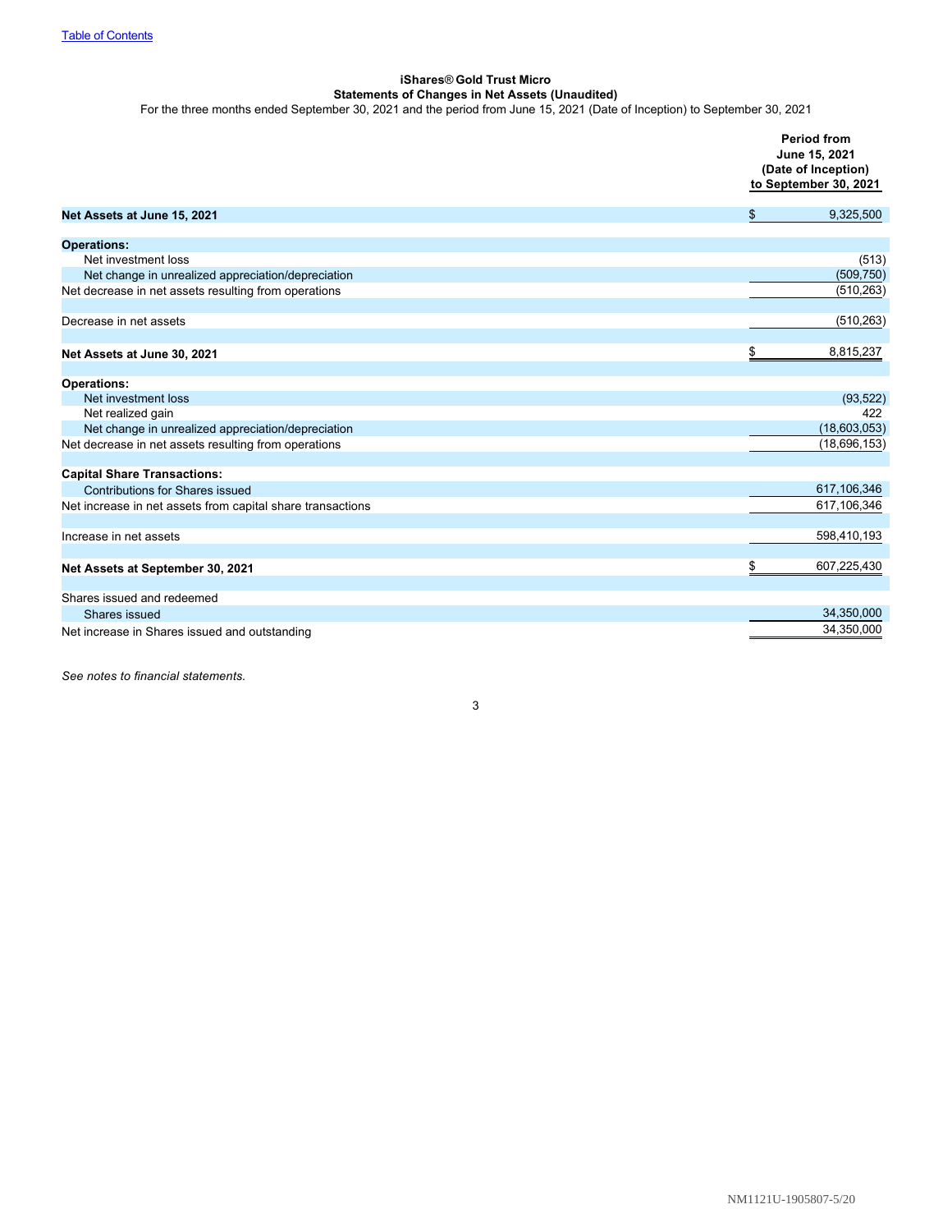Table of Contents

**iShares® Gold Trust Micro**
**Statements of Changes in Net Assets (Unaudited)**
For the three months ended September 30, 2021 and the period from June 15, 2021 (Date of Inception) to September 30, 2021

| | Period from June 15, 2021 (Date of Inception) to September 30, 2021 |
|---|---|
| **Net Assets at June 15, 2021** | $ 9,325,500 |
| **Operations:** | |
| Net investment loss | (513) |
| Net change in unrealized appreciation/depreciation | (509,750) |
| Net decrease in net assets resulting from operations | (510,263) |
| Decrease in net assets | (510,263) |
| **Net Assets at June 30, 2021** | $ 8,815,237 |
| **Operations:** | |
| Net investment loss | (93,522) |
| Net realized gain | 422 |
| Net change in unrealized appreciation/depreciation | (18,603,053) |
| Net decrease in net assets resulting from operations | (18,696,153) |
| **Capital Share Transactions:** | |
| Contributions for Shares issued | 617,106,346 |
| Net increase in net assets from capital share transactions | 617,106,346 |
| Increase in net assets | 598,410,193 |
| **Net Assets at September 30, 2021** | $ 607,225,430 |
| Shares issued and redeemed | |
| Shares issued | 34,350,000 |
| Net increase in Shares issued and outstanding | 34,350,000 |

*See notes to financial statements.*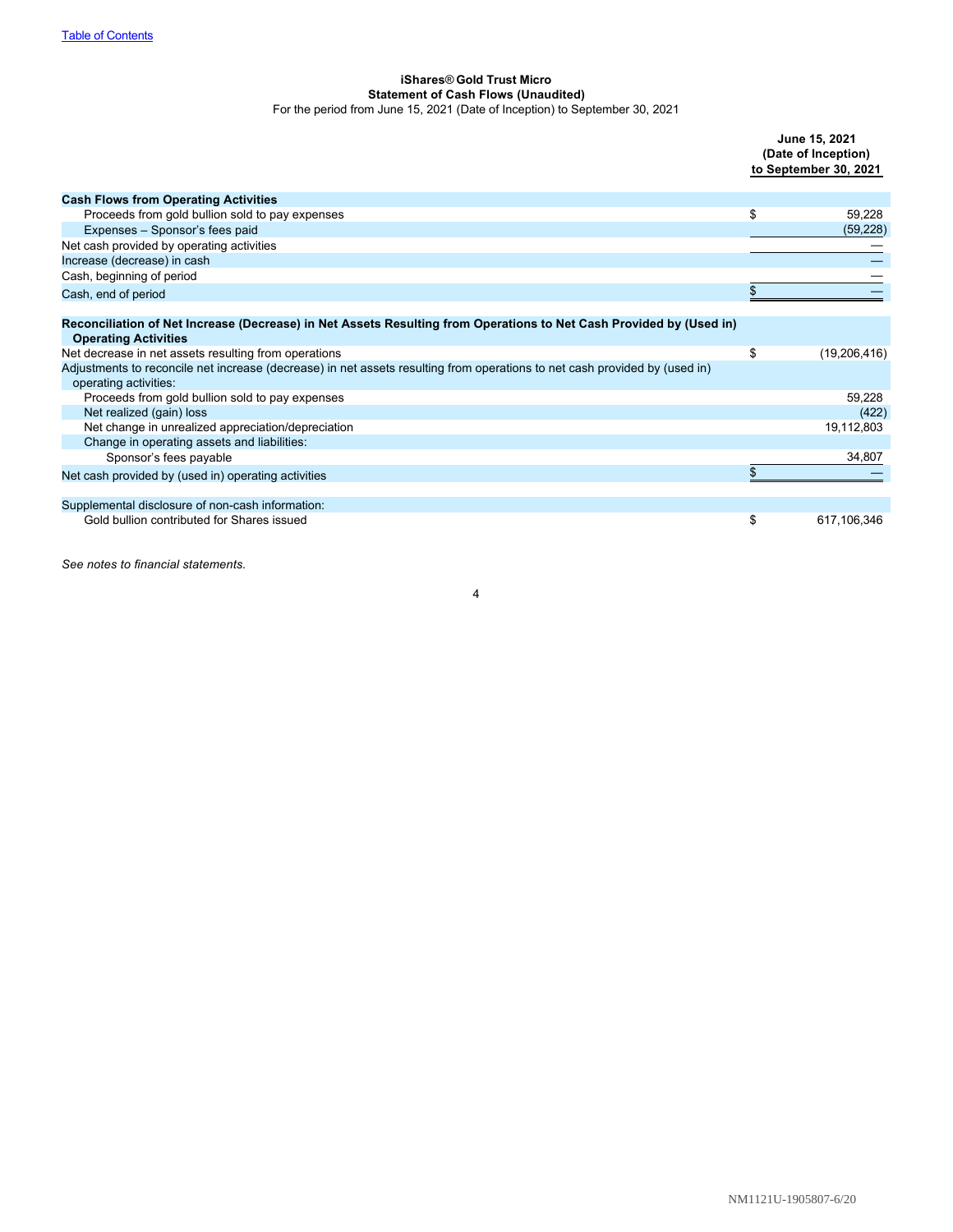**iShares® Gold Trust Micro**
**Statement of Cash Flows (Unaudited)**
For the period from June 15, 2021 (Date of Inception) to September 30, 2021

| | June 15, 2021 (Date of Inception) to September 30, 2021 |
|---|---|
| **Cash Flows from Operating Activities** | |
| Proceeds from gold bullion sold to pay expenses | $ 59,228 |
| Expenses – Sponsor's fees paid | (59,228) |
| Net cash provided by operating activities | — |
| Increase (decrease) in cash | — |
| Cash, beginning of period | — |
| Cash, end of period | $ — |
| **Reconciliation of Net Increase (Decrease) in Net Assets Resulting from Operations to Net Cash Provided by (Used in) Operating Activities** | |
| Net decrease in net assets resulting from operations | $ (19,206,416) |
| Adjustments to reconcile net increase (decrease) in net assets resulting from operations to net cash provided by (used in) operating activities: | |
| Proceeds from gold bullion sold to pay expenses | 59,228 |
| Net realized (gain) loss | (422) |
| Net change in unrealized appreciation/depreciation | 19,112,803 |
| Change in operating assets and liabilities: | |
| Sponsor's fees payable | 34,807 |
| Net cash provided by (used in) operating activities | $ — |
| Supplemental disclosure of non-cash information: | |
| Gold bullion contributed for Shares issued | $ 617,106,346 |

*See notes to financial statements.*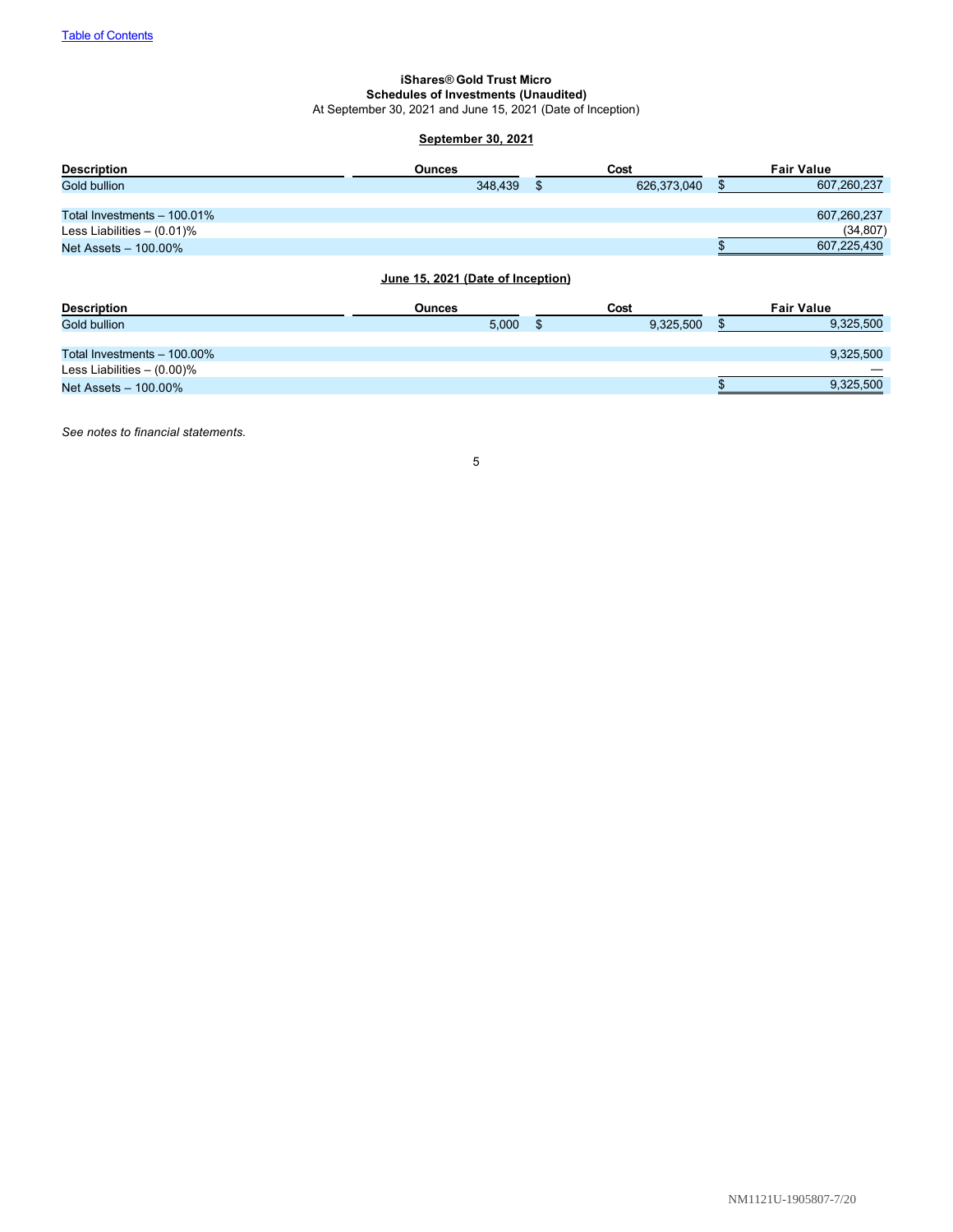[Table of Contents](#)

**iShares® Gold Trust Micro**
**Schedules of Investments (Unaudited)**
At September 30, 2021 and June 15, 2021 (Date of Inception)

**September 30, 2021**

| Description | Ounces | Cost | Fair Value |
|---|---|---|---|
| Gold bullion | 348,439 | $ 626,373,040 | $ 607,260,237 |
| | | | |
| Total Investments – 100.01% | | | 607,260,237 |
| Less Liabilities – (0.01)% | | | (34,807) |
| Net Assets – 100.00% | | | $ 607,225,430 |

**June 15, 2021 (Date of Inception)**

| Description | Ounces | Cost | Fair Value |
|---|---|---|---|
| Gold bullion | 5,000 | $ 9,325,500 | $ 9,325,500 |
| | | | |
| Total Investments – 100.00% | | | 9,325,500 |
| Less Liabilities – (0.00)% | | | — |
| Net Assets – 100.00% | | | $ 9,325,500 |

*See notes to financial statements.*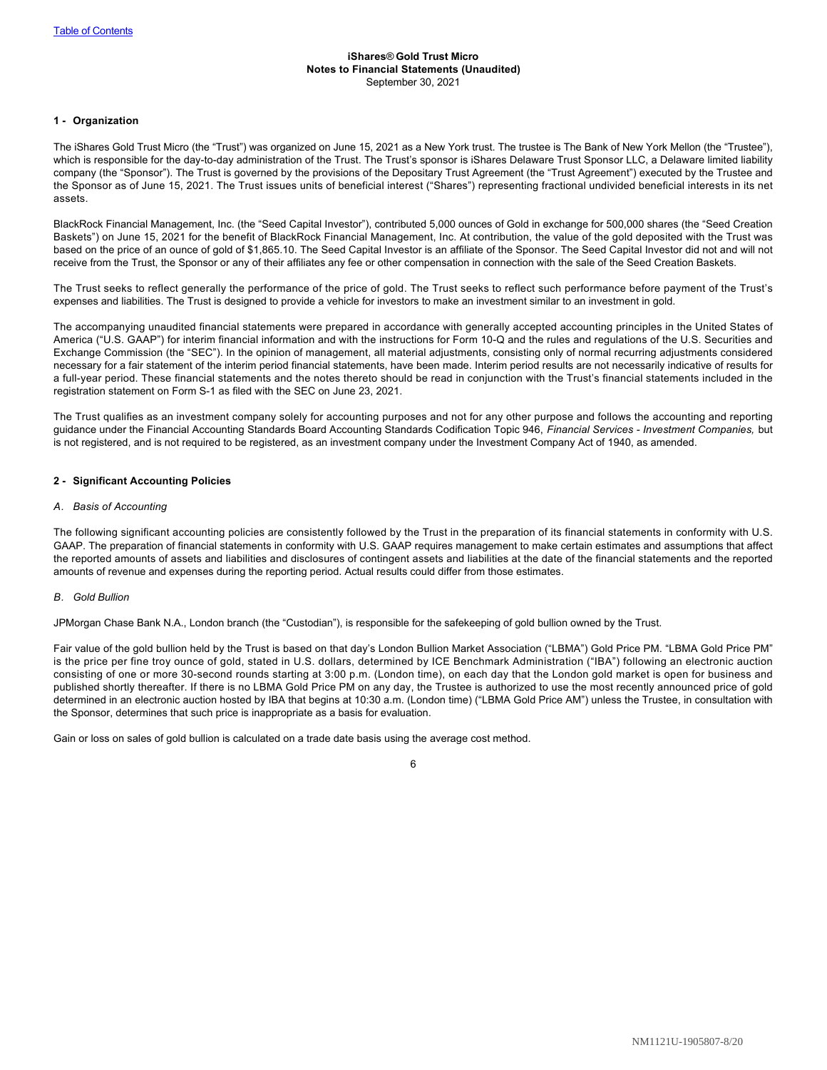**iShares® Gold Trust Micro**
**Notes to Financial Statements (Unaudited)**
September 30, 2021

## 1 - Organization

The iShares Gold Trust Micro (the "Trust") was organized on June 15, 2021 as a New York trust. The trustee is The Bank of New York Mellon (the "Trustee"), which is responsible for the day-to-day administration of the Trust. The Trust's sponsor is iShares Delaware Trust Sponsor LLC, a Delaware limited liability company (the "Sponsor"). The Trust is governed by the provisions of the Depositary Trust Agreement (the "Trust Agreement") executed by the Trustee and the Sponsor as of June 15, 2021. The Trust issues units of beneficial interest ("Shares") representing fractional undivided beneficial interests in its net assets.

BlackRock Financial Management, Inc. (the "Seed Capital Investor"), contributed 5,000 ounces of Gold in exchange for 500,000 shares (the "Seed Creation Baskets") on June 15, 2021 for the benefit of BlackRock Financial Management, Inc. At contribution, the value of the gold deposited with the Trust was based on the price of an ounce of gold of $1,865.10. The Seed Capital Investor is an affiliate of the Sponsor. The Seed Capital Investor did not and will not receive from the Trust, the Sponsor or any of their affiliates any fee or other compensation in connection with the sale of the Seed Creation Baskets.

The Trust seeks to reflect generally the performance of the price of gold. The Trust seeks to reflect such performance before payment of the Trust's expenses and liabilities. The Trust is designed to provide a vehicle for investors to make an investment similar to an investment in gold.

The accompanying unaudited financial statements were prepared in accordance with generally accepted accounting principles in the United States of America ("U.S. GAAP") for interim financial information and with the instructions for Form 10-Q and the rules and regulations of the U.S. Securities and Exchange Commission (the "SEC"). In the opinion of management, all material adjustments, consisting only of normal recurring adjustments considered necessary for a fair statement of the interim period financial statements, have been made. Interim period results are not necessarily indicative of results for a full-year period. These financial statements and the notes thereto should be read in conjunction with the Trust's financial statements included in the registration statement on Form S-1 as filed with the SEC on June 23, 2021.

The Trust qualifies as an investment company solely for accounting purposes and not for any other purpose and follows the accounting and reporting guidance under the Financial Accounting Standards Board Accounting Standards Codification Topic 946, *Financial Services - Investment Companies,* but is not registered, and is not required to be registered, as an investment company under the Investment Company Act of 1940, as amended.

## 2 - Significant Accounting Policies

### *A. Basis of Accounting*

The following significant accounting policies are consistently followed by the Trust in the preparation of its financial statements in conformity with U.S. GAAP. The preparation of financial statements in conformity with U.S. GAAP requires management to make certain estimates and assumptions that affect the reported amounts of assets and liabilities and disclosures of contingent assets and liabilities at the date of the financial statements and the reported amounts of revenue and expenses during the reporting period. Actual results could differ from those estimates.

### *B. Gold Bullion*

JPMorgan Chase Bank N.A., London branch (the "Custodian"), is responsible for the safekeeping of gold bullion owned by the Trust.

Fair value of the gold bullion held by the Trust is based on that day's London Bullion Market Association ("LBMA") Gold Price PM. "LBMA Gold Price PM" is the price per fine troy ounce of gold, stated in U.S. dollars, determined by ICE Benchmark Administration ("IBA") following an electronic auction consisting of one or more 30-second rounds starting at 3:00 p.m. (London time), on each day that the London gold market is open for business and published shortly thereafter. If there is no LBMA Gold Price PM on any day, the Trustee is authorized to use the most recently announced price of gold determined in an electronic auction hosted by IBA that begins at 10:30 a.m. (London time) ("LBMA Gold Price AM") unless the Trustee, in consultation with the Sponsor, determines that such price is inappropriate as a basis for evaluation.

Gain or loss on sales of gold bullion is calculated on a trade date basis using the average cost method.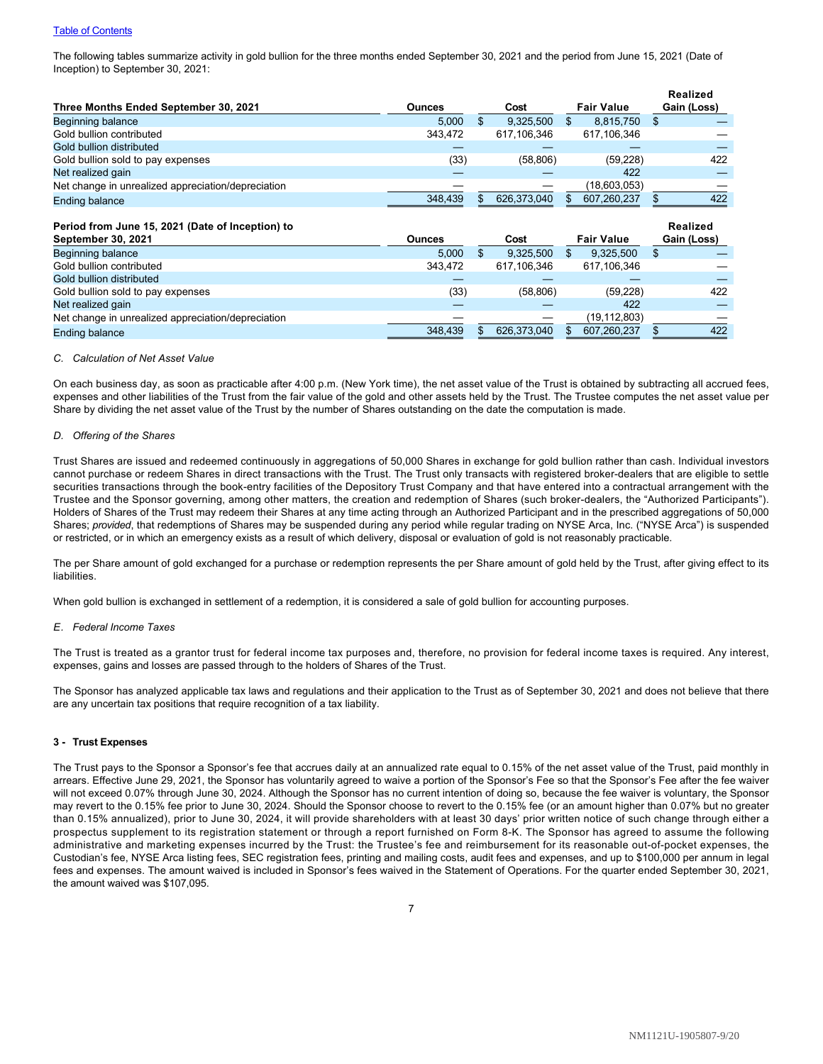The following tables summarize activity in gold bullion for the three months ended September 30, 2021 and the period from June 15, 2021 (Date of Inception) to September 30, 2021:

| Three Months Ended September 30, 2021 | Ounces | Cost | Fair Value | Realized Gain (Loss) |
|---|---|---|---|---|
| Beginning balance | 5,000 | $ 9,325,500 | $ 8,815,750 | $ — |
| Gold bullion contributed | 343,472 | 617,106,346 | 617,106,346 | — |
| Gold bullion distributed | — | — | — | — |
| Gold bullion sold to pay expenses | (33) | (58,806) | (59,228) | 422 |
| Net realized gain | — | — | 422 | — |
| Net change in unrealized appreciation/depreciation | — | — | (18,603,053) | — |
| Ending balance | 348,439 | $ 626,373,040 | $ 607,260,237 | $ 422 |

| Period from June 15, 2021 (Date of Inception) to September 30, 2021 | Ounces | Cost | Fair Value | Realized Gain (Loss) |
|---|---|---|---|---|
| Beginning balance | 5,000 | $ 9,325,500 | $ 9,325,500 | $ — |
| Gold bullion contributed | 343,472 | 617,106,346 | 617,106,346 | — |
| Gold bullion distributed | — | — | — | — |
| Gold bullion sold to pay expenses | (33) | (58,806) | (59,228) | 422 |
| Net realized gain | — | — | 422 | — |
| Net change in unrealized appreciation/depreciation | — | — | (19,112,803) | — |
| Ending balance | 348,439 | $ 626,373,040 | $ 607,260,237 | $ 422 |

*C. Calculation of Net Asset Value*

On each business day, as soon as practicable after 4:00 p.m. (New York time), the net asset value of the Trust is obtained by subtracting all accrued fees, expenses and other liabilities of the Trust from the fair value of the gold and other assets held by the Trust. The Trustee computes the net asset value per Share by dividing the net asset value of the Trust by the number of Shares outstanding on the date the computation is made.

*D. Offering of the Shares*

Trust Shares are issued and redeemed continuously in aggregations of 50,000 Shares in exchange for gold bullion rather than cash. Individual investors cannot purchase or redeem Shares in direct transactions with the Trust. The Trust only transacts with registered broker-dealers that are eligible to settle securities transactions through the book-entry facilities of the Depository Trust Company and that have entered into a contractual arrangement with the Trustee and the Sponsor governing, among other matters, the creation and redemption of Shares (such broker-dealers, the "Authorized Participants"). Holders of Shares of the Trust may redeem their Shares at any time acting through an Authorized Participant and in the prescribed aggregations of 50,000 Shares; *provided*, that redemptions of Shares may be suspended during any period while regular trading on NYSE Arca, Inc. ("NYSE Arca") is suspended or restricted, or in which an emergency exists as a result of which delivery, disposal or evaluation of gold is not reasonably practicable.

The per Share amount of gold exchanged for a purchase or redemption represents the per Share amount of gold held by the Trust, after giving effect to its liabilities.

When gold bullion is exchanged in settlement of a redemption, it is considered a sale of gold bullion for accounting purposes.

*E. Federal Income Taxes*

The Trust is treated as a grantor trust for federal income tax purposes and, therefore, no provision for federal income taxes is required. Any interest, expenses, gains and losses are passed through to the holders of Shares of the Trust.

The Sponsor has analyzed applicable tax laws and regulations and their application to the Trust as of September 30, 2021 and does not believe that there are any uncertain tax positions that require recognition of a tax liability.

### 3 - Trust Expenses

The Trust pays to the Sponsor a Sponsor's fee that accrues daily at an annualized rate equal to 0.15% of the net asset value of the Trust, paid monthly in arrears. Effective June 29, 2021, the Sponsor has voluntarily agreed to waive a portion of the Sponsor's Fee so that the Sponsor's Fee after the fee waiver will not exceed 0.07% through June 30, 2024. Although the Sponsor has no current intention of doing so, because the fee waiver is voluntary, the Sponsor may revert to the 0.15% fee prior to June 30, 2024. Should the Sponsor choose to revert to the 0.15% fee (or an amount higher than 0.07% but no greater than 0.15% annualized), prior to June 30, 2024, it will provide shareholders with at least 30 days' prior written notice of such change through either a prospectus supplement to its registration statement or through a report furnished on Form 8-K. The Sponsor has agreed to assume the following administrative and marketing expenses incurred by the Trust: the Trustee's fee and reimbursement for its reasonable out-of-pocket expenses, the Custodian's fee, NYSE Arca listing fees, SEC registration fees, printing and mailing costs, audit fees and expenses, and up to $100,000 per annum in legal fees and expenses. The amount waived is included in Sponsor's fees waived in the Statement of Operations. For the quarter ended September 30, 2021, the amount waived was $107,095.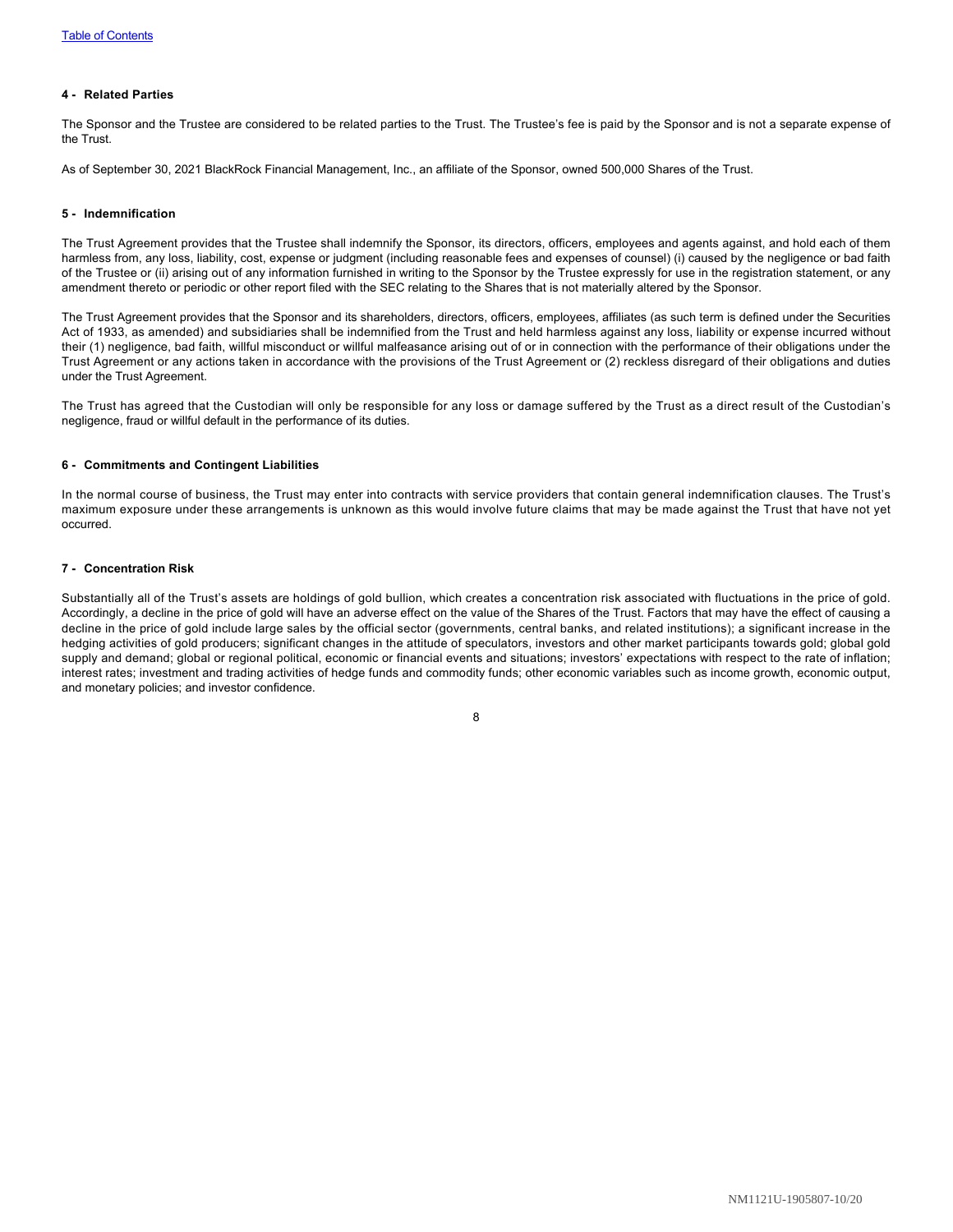#### 4 - Related Parties

The Sponsor and the Trustee are considered to be related parties to the Trust. The Trustee's fee is paid by the Sponsor and is not a separate expense of the Trust.

As of September 30, 2021 BlackRock Financial Management, Inc., an affiliate of the Sponsor, owned 500,000 Shares of the Trust.

#### 5 - Indemnification

The Trust Agreement provides that the Trustee shall indemnify the Sponsor, its directors, officers, employees and agents against, and hold each of them harmless from, any loss, liability, cost, expense or judgment (including reasonable fees and expenses of counsel) (i) caused by the negligence or bad faith of the Trustee or (ii) arising out of any information furnished in writing to the Sponsor by the Trustee expressly for use in the registration statement, or any amendment thereto or periodic or other report filed with the SEC relating to the Shares that is not materially altered by the Sponsor.

The Trust Agreement provides that the Sponsor and its shareholders, directors, officers, employees, affiliates (as such term is defined under the Securities Act of 1933, as amended) and subsidiaries shall be indemnified from the Trust and held harmless against any loss, liability or expense incurred without their (1) negligence, bad faith, willful misconduct or willful malfeasance arising out of or in connection with the performance of their obligations under the Trust Agreement or any actions taken in accordance with the provisions of the Trust Agreement or (2) reckless disregard of their obligations and duties under the Trust Agreement.

The Trust has agreed that the Custodian will only be responsible for any loss or damage suffered by the Trust as a direct result of the Custodian's negligence, fraud or willful default in the performance of its duties.

#### 6 - Commitments and Contingent Liabilities

In the normal course of business, the Trust may enter into contracts with service providers that contain general indemnification clauses. The Trust's maximum exposure under these arrangements is unknown as this would involve future claims that may be made against the Trust that have not yet occurred.

#### 7 - Concentration Risk

Substantially all of the Trust's assets are holdings of gold bullion, which creates a concentration risk associated with fluctuations in the price of gold. Accordingly, a decline in the price of gold will have an adverse effect on the value of the Shares of the Trust. Factors that may have the effect of causing a decline in the price of gold include large sales by the official sector (governments, central banks, and related institutions); a significant increase in the hedging activities of gold producers; significant changes in the attitude of speculators, investors and other market participants towards gold; global gold supply and demand; global or regional political, economic or financial events and situations; investors' expectations with respect to the rate of inflation; interest rates; investment and trading activities of hedge funds and commodity funds; other economic variables such as income growth, economic output, and monetary policies; and investor confidence.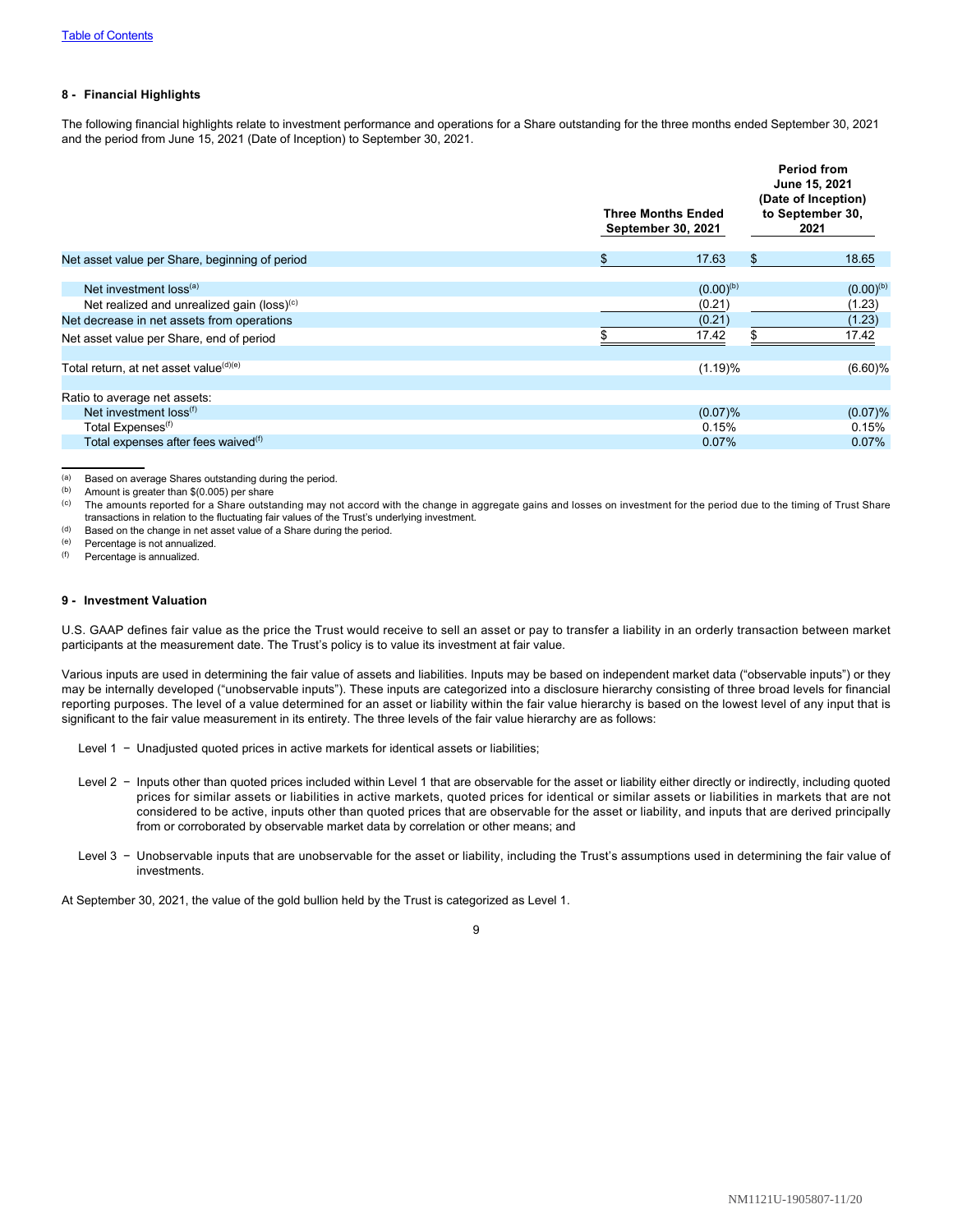### 8 - Financial Highlights

The following financial highlights relate to investment performance and operations for a Share outstanding for the three months ended September 30, 2021 and the period from June 15, 2021 (Date of Inception) to September 30, 2021.

| | Three Months Ended September 30, 2021 | Period from June 15, 2021 (Date of Inception) to September 30, 2021 |
|---|---|---|
| Net asset value per Share, beginning of period | $ 17.63 | $ 18.65 |
| Net investment loss[(a)] | (0.00)[(b)] | (0.00)[(b)] |
| Net realized and unrealized gain (loss)[(c)] | (0.21) | (1.23) |
| Net decrease in net assets from operations | (0.21) | (1.23) |
| Net asset value per Share, end of period | $ 17.42 | $ 17.42 |
| Total return, at net asset value[(d)(e)] | (1.19)% | (6.60)% |
| Ratio to average net assets: | | |
| Net investment loss[(f)] | (0.07)% | (0.07)% |
| Total Expenses[(f)] | 0.15% | 0.15% |
| Total expenses after fees waived[(f)] | 0.07% | 0.07% |

(a) Based on average Shares outstanding during the period.
(b) Amount is greater than $(0.005) per share
(c) The amounts reported for a Share outstanding may not accord with the change in aggregate gains and losses on investment for the period due to the timing of Trust Share transactions in relation to the fluctuating fair values of the Trust's underlying investment.
(d) Based on the change in net asset value of a Share during the period.
(e) Percentage is not annualized.
(f) Percentage is annualized.

### 9 - Investment Valuation

U.S. GAAP defines fair value as the price the Trust would receive to sell an asset or pay to transfer a liability in an orderly transaction between market participants at the measurement date. The Trust's policy is to value its investment at fair value.

Various inputs are used in determining the fair value of assets and liabilities. Inputs may be based on independent market data ("observable inputs") or they may be internally developed ("unobservable inputs"). These inputs are categorized into a disclosure hierarchy consisting of three broad levels for financial reporting purposes. The level of a value determined for an asset or liability within the fair value hierarchy is based on the lowest level of any input that is significant to the fair value measurement in its entirety. The three levels of the fair value hierarchy are as follows:

Level 1 − Unadjusted quoted prices in active markets for identical assets or liabilities;

Level 2 − Inputs other than quoted prices included within Level 1 that are observable for the asset or liability either directly or indirectly, including quoted prices for similar assets or liabilities in active markets, quoted prices for identical or similar assets or liabilities in markets that are not considered to be active, inputs other than quoted prices that are observable for the asset or liability, and inputs that are derived principally from or corroborated by observable market data by correlation or other means; and

Level 3 − Unobservable inputs that are unobservable for the asset or liability, including the Trust's assumptions used in determining the fair value of investments.

At September 30, 2021, the value of the gold bullion held by the Trust is categorized as Level 1.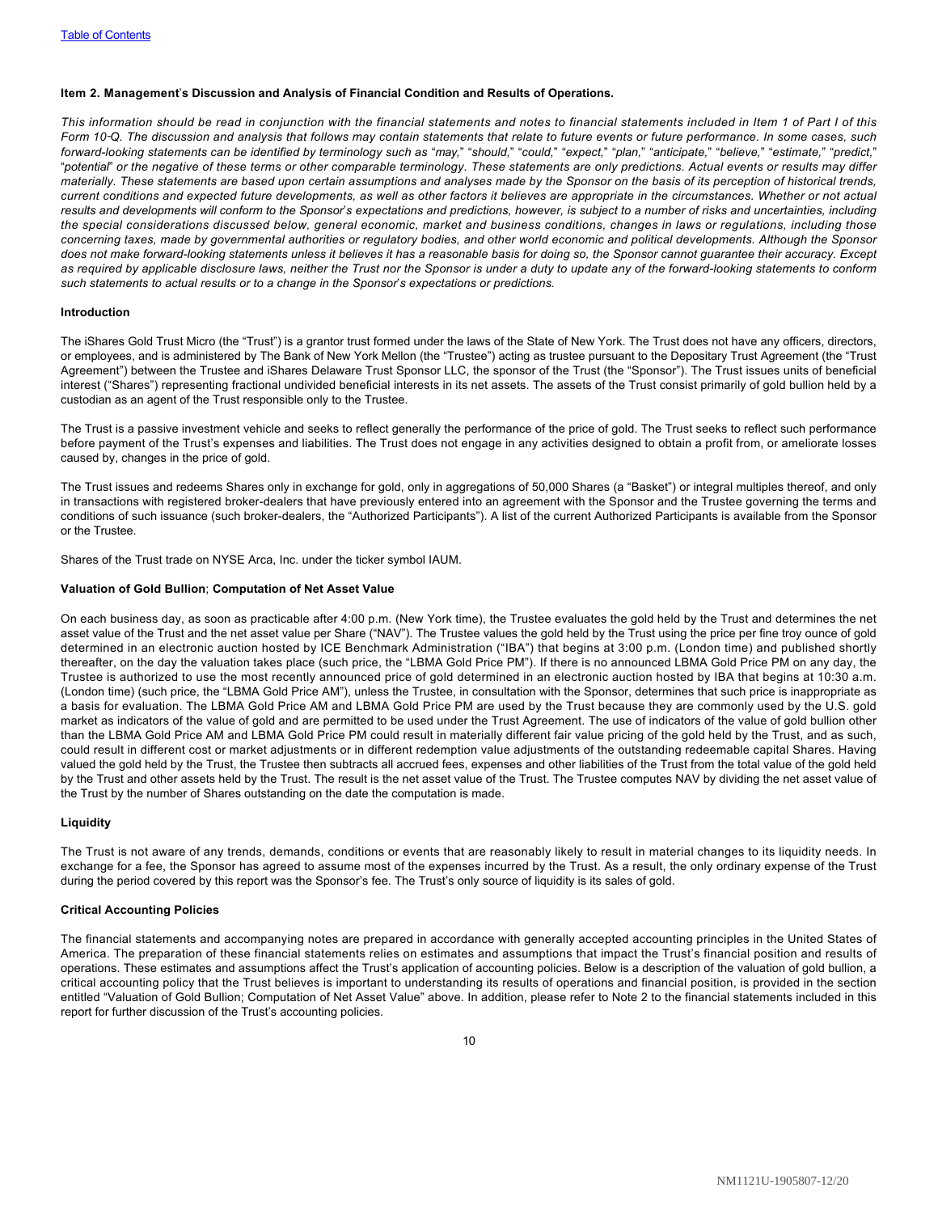## Item 2. Management's Discussion and Analysis of Financial Condition and Results of Operations.

*This information should be read in conjunction with the financial statements and notes to financial statements included in Item 1 of Part I of this Form 10-Q. The discussion and analysis that follows may contain statements that relate to future events or future performance. In some cases, such forward-looking statements can be identified by terminology such as "may," "should," "could," "expect," "plan," "anticipate," "believe," "estimate," "predict," "potential" or the negative of these terms or other comparable terminology. These statements are only predictions. Actual events or results may differ materially. These statements are based upon certain assumptions and analyses made by the Sponsor on the basis of its perception of historical trends, current conditions and expected future developments, as well as other factors it believes are appropriate in the circumstances. Whether or not actual results and developments will conform to the Sponsor's expectations and predictions, however, is subject to a number of risks and uncertainties, including the special considerations discussed below, general economic, market and business conditions, changes in laws or regulations, including those concerning taxes, made by governmental authorities or regulatory bodies, and other world economic and political developments. Although the Sponsor does not make forward-looking statements unless it believes it has a reasonable basis for doing so, the Sponsor cannot guarantee their accuracy. Except as required by applicable disclosure laws, neither the Trust nor the Sponsor is under a duty to update any of the forward-looking statements to conform such statements to actual results or to a change in the Sponsor's expectations or predictions.*

### Introduction

The iShares Gold Trust Micro (the "Trust") is a grantor trust formed under the laws of the State of New York. The Trust does not have any officers, directors, or employees, and is administered by The Bank of New York Mellon (the "Trustee") acting as trustee pursuant to the Depositary Trust Agreement (the "Trust Agreement") between the Trustee and iShares Delaware Trust Sponsor LLC, the sponsor of the Trust (the "Sponsor"). The Trust issues units of beneficial interest ("Shares") representing fractional undivided beneficial interests in its net assets. The assets of the Trust consist primarily of gold bullion held by a custodian as an agent of the Trust responsible only to the Trustee.

The Trust is a passive investment vehicle and seeks to reflect generally the performance of the price of gold. The Trust seeks to reflect such performance before payment of the Trust's expenses and liabilities. The Trust does not engage in any activities designed to obtain a profit from, or ameliorate losses caused by, changes in the price of gold.

The Trust issues and redeems Shares only in exchange for gold, only in aggregations of 50,000 Shares (a "Basket") or integral multiples thereof, and only in transactions with registered broker-dealers that have previously entered into an agreement with the Sponsor and the Trustee governing the terms and conditions of such issuance (such broker-dealers, the "Authorized Participants"). A list of the current Authorized Participants is available from the Sponsor or the Trustee.

Shares of the Trust trade on NYSE Arca, Inc. under the ticker symbol IAUM.

### Valuation of Gold Bullion; Computation of Net Asset Value

On each business day, as soon as practicable after 4:00 p.m. (New York time), the Trustee evaluates the gold held by the Trust and determines the net asset value of the Trust and the net asset value per Share ("NAV"). The Trustee values the gold held by the Trust using the price per fine troy ounce of gold determined in an electronic auction hosted by ICE Benchmark Administration ("IBA") that begins at 3:00 p.m. (London time) and published shortly thereafter, on the day the valuation takes place (such price, the "LBMA Gold Price PM"). If there is no announced LBMA Gold Price PM on any day, the Trustee is authorized to use the most recently announced price of gold determined in an electronic auction hosted by IBA that begins at 10:30 a.m. (London time) (such price, the "LBMA Gold Price AM"), unless the Trustee, in consultation with the Sponsor, determines that such price is inappropriate as a basis for evaluation. The LBMA Gold Price AM and LBMA Gold Price PM are used by the Trust because they are commonly used by the U.S. gold market as indicators of the value of gold and are permitted to be used under the Trust Agreement. The use of indicators of the value of gold bullion other than the LBMA Gold Price AM and LBMA Gold Price PM could result in materially different fair value pricing of the gold held by the Trust, and as such, could result in different cost or market adjustments or in different redemption value adjustments of the outstanding redeemable capital Shares. Having valued the gold held by the Trust, the Trustee then subtracts all accrued fees, expenses and other liabilities of the Trust from the total value of the gold held by the Trust and other assets held by the Trust. The result is the net asset value of the Trust. The Trustee computes NAV by dividing the net asset value of the Trust by the number of Shares outstanding on the date the computation is made.

### Liquidity

The Trust is not aware of any trends, demands, conditions or events that are reasonably likely to result in material changes to its liquidity needs. In exchange for a fee, the Sponsor has agreed to assume most of the expenses incurred by the Trust. As a result, the only ordinary expense of the Trust during the period covered by this report was the Sponsor's fee. The Trust's only source of liquidity is its sales of gold.

### Critical Accounting Policies

The financial statements and accompanying notes are prepared in accordance with generally accepted accounting principles in the United States of America. The preparation of these financial statements relies on estimates and assumptions that impact the Trust's financial position and results of operations. These estimates and assumptions affect the Trust's application of accounting policies. Below is a description of the valuation of gold bullion, a critical accounting policy that the Trust believes is important to understanding its results of operations and financial position, is provided in the section entitled "Valuation of Gold Bullion; Computation of Net Asset Value" above. In addition, please refer to Note 2 to the financial statements included in this report for further discussion of the Trust's accounting policies.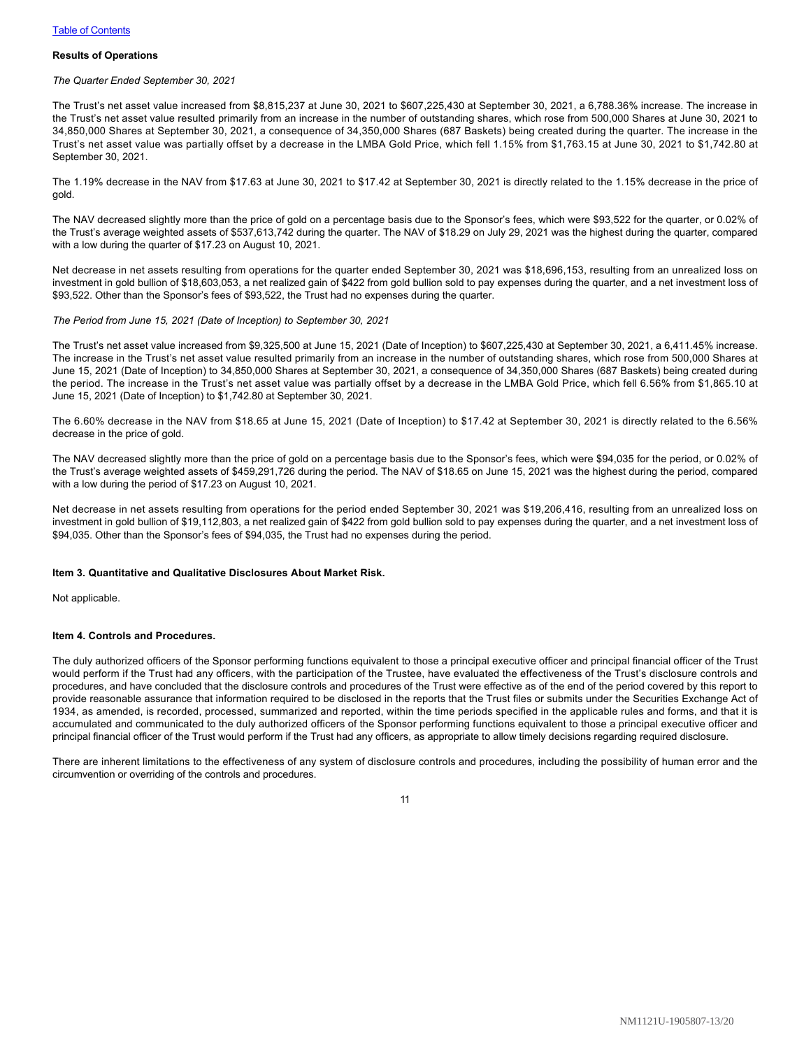### Results of Operations

*The Quarter Ended September 30, 2021*

The Trust's net asset value increased from $8,815,237 at June 30, 2021 to $607,225,430 at September 30, 2021, a 6,788.36% increase. The increase in the Trust's net asset value resulted primarily from an increase in the number of outstanding shares, which rose from 500,000 Shares at June 30, 2021 to 34,850,000 Shares at September 30, 2021, a consequence of 34,350,000 Shares (687 Baskets) being created during the quarter. The increase in the Trust's net asset value was partially offset by a decrease in the LMBA Gold Price, which fell 1.15% from $1,763.15 at June 30, 2021 to $1,742.80 at September 30, 2021.

The 1.19% decrease in the NAV from $17.63 at June 30, 2021 to $17.42 at September 30, 2021 is directly related to the 1.15% decrease in the price of gold.

The NAV decreased slightly more than the price of gold on a percentage basis due to the Sponsor's fees, which were $93,522 for the quarter, or 0.02% of the Trust's average weighted assets of $537,613,742 during the quarter. The NAV of $18.29 on July 29, 2021 was the highest during the quarter, compared with a low during the quarter of $17.23 on August 10, 2021.

Net decrease in net assets resulting from operations for the quarter ended September 30, 2021 was $18,696,153, resulting from an unrealized loss on investment in gold bullion of $18,603,053, a net realized gain of $422 from gold bullion sold to pay expenses during the quarter, and a net investment loss of $93,522. Other than the Sponsor's fees of $93,522, the Trust had no expenses during the quarter.

*The Period from June 15, 2021 (Date of Inception) to September 30, 2021*

The Trust's net asset value increased from $9,325,500 at June 15, 2021 (Date of Inception) to $607,225,430 at September 30, 2021, a 6,411.45% increase. The increase in the Trust's net asset value resulted primarily from an increase in the number of outstanding shares, which rose from 500,000 Shares at June 15, 2021 (Date of Inception) to 34,850,000 Shares at September 30, 2021, a consequence of 34,350,000 Shares (687 Baskets) being created during the period. The increase in the Trust's net asset value was partially offset by a decrease in the LMBA Gold Price, which fell 6.56% from $1,865.10 at June 15, 2021 (Date of Inception) to $1,742.80 at September 30, 2021.

The 6.60% decrease in the NAV from $18.65 at June 15, 2021 (Date of Inception) to $17.42 at September 30, 2021 is directly related to the 6.56% decrease in the price of gold.

The NAV decreased slightly more than the price of gold on a percentage basis due to the Sponsor's fees, which were $94,035 for the period, or 0.02% of the Trust's average weighted assets of $459,291,726 during the period. The NAV of $18.65 on June 15, 2021 was the highest during the period, compared with a low during the period of $17.23 on August 10, 2021.

Net decrease in net assets resulting from operations for the period ended September 30, 2021 was $19,206,416, resulting from an unrealized loss on investment in gold bullion of $19,112,803, a net realized gain of $422 from gold bullion sold to pay expenses during the quarter, and a net investment loss of $94,035. Other than the Sponsor's fees of $94,035, the Trust had no expenses during the period.

### Item 3. Quantitative and Qualitative Disclosures About Market Risk.

Not applicable.

### Item 4. Controls and Procedures.

The duly authorized officers of the Sponsor performing functions equivalent to those a principal executive officer and principal financial officer of the Trust would perform if the Trust had any officers, with the participation of the Trustee, have evaluated the effectiveness of the Trust's disclosure controls and procedures, and have concluded that the disclosure controls and procedures of the Trust were effective as of the end of the period covered by this report to provide reasonable assurance that information required to be disclosed in the reports that the Trust files or submits under the Securities Exchange Act of 1934, as amended, is recorded, processed, summarized and reported, within the time periods specified in the applicable rules and forms, and that it is accumulated and communicated to the duly authorized officers of the Sponsor performing functions equivalent to those a principal executive officer and principal financial officer of the Trust would perform if the Trust had any officers, as appropriate to allow timely decisions regarding required disclosure.

There are inherent limitations to the effectiveness of any system of disclosure controls and procedures, including the possibility of human error and the circumvention or overriding of the controls and procedures.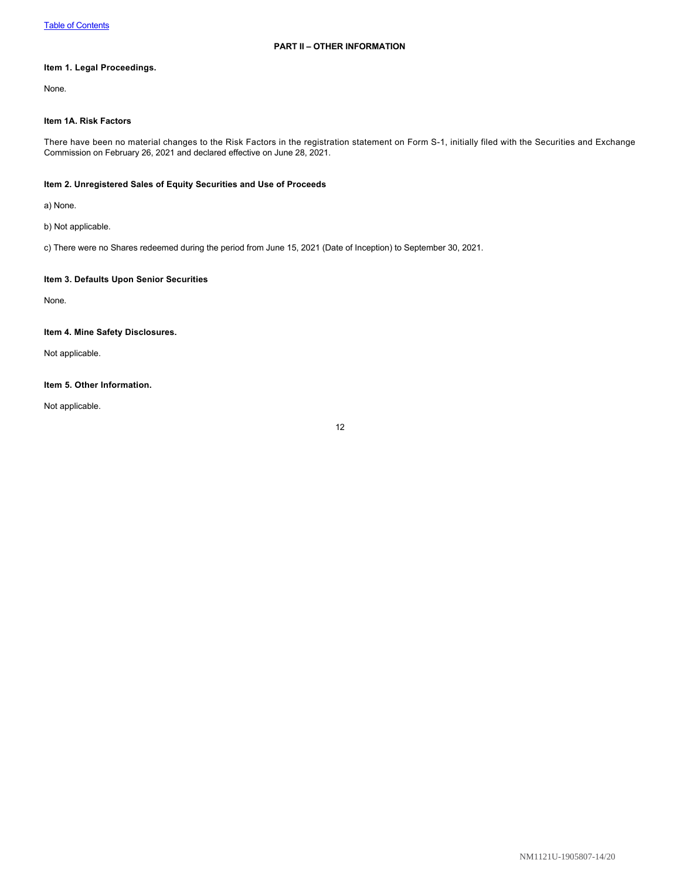## PART II – OTHER INFORMATION

### Item 1. Legal Proceedings.

None.

### Item 1A. Risk Factors

There have been no material changes to the Risk Factors in the registration statement on Form S-1, initially filed with the Securities and Exchange Commission on February 26, 2021 and declared effective on June 28, 2021.

### Item 2. Unregistered Sales of Equity Securities and Use of Proceeds

a) None.

b) Not applicable.

c) There were no Shares redeemed during the period from June 15, 2021 (Date of Inception) to September 30, 2021.

### Item 3. Defaults Upon Senior Securities

None.

### Item 4. Mine Safety Disclosures.

Not applicable.

### Item 5. Other Information.

Not applicable.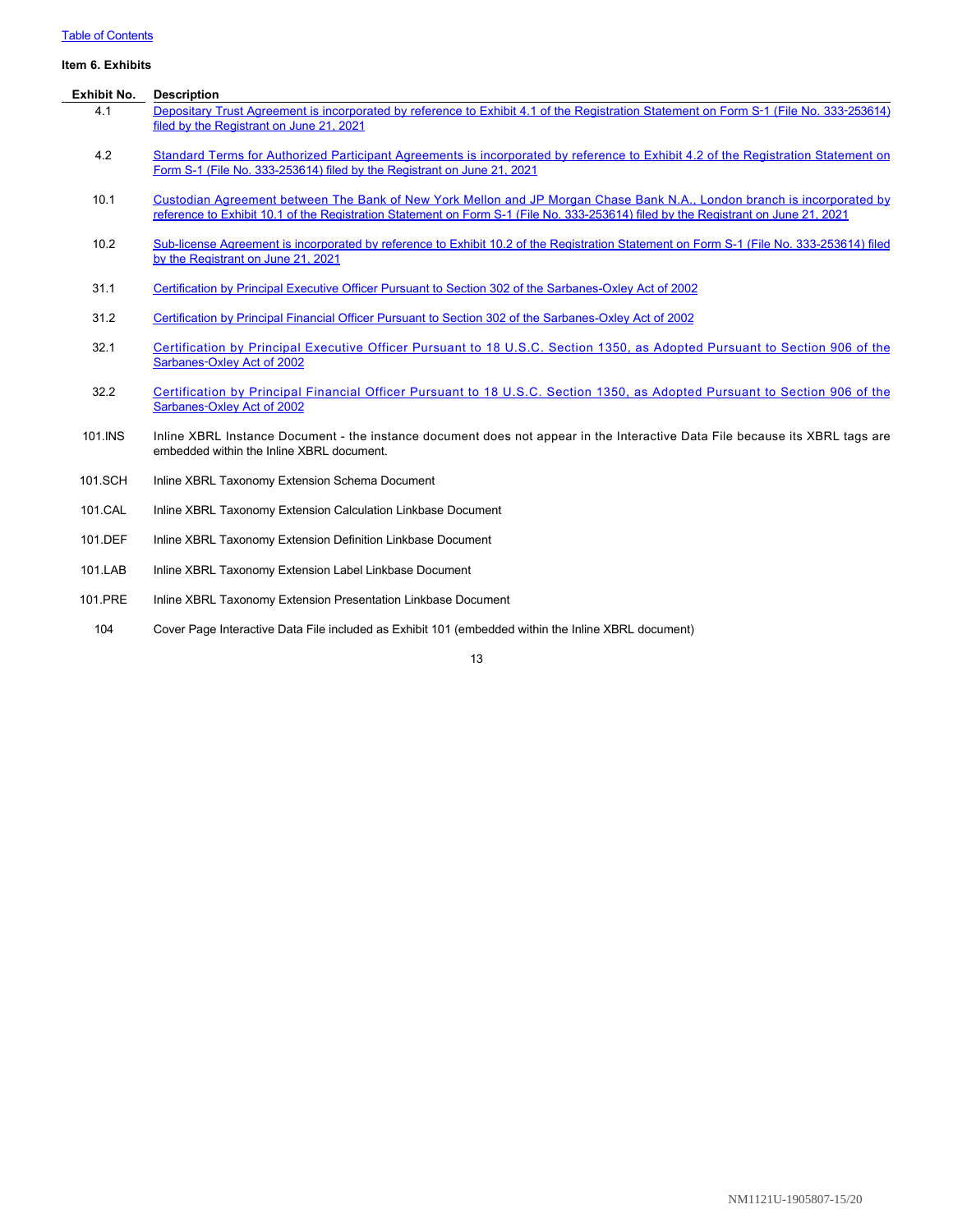**Item 6. Exhibits**

| Exhibit No. | Description |
|---|---|
| 4.1 | Depositary Trust Agreement is incorporated by reference to Exhibit 4.1 of the Registration Statement on Form S-1 (File No. 333-253614) filed by the Registrant on June 21, 2021 |
| 4.2 | Standard Terms for Authorized Participant Agreements is incorporated by reference to Exhibit 4.2 of the Registration Statement on Form S-1 (File No. 333-253614) filed by the Registrant on June 21, 2021 |
| 10.1 | Custodian Agreement between The Bank of New York Mellon and JP Morgan Chase Bank N.A., London branch is incorporated by reference to Exhibit 10.1 of the Registration Statement on Form S-1 (File No. 333-253614) filed by the Registrant on June 21, 2021 |
| 10.2 | Sub-license Agreement is incorporated by reference to Exhibit 10.2 of the Registration Statement on Form S-1 (File No. 333-253614) filed by the Registrant on June 21, 2021 |
| 31.1 | Certification by Principal Executive Officer Pursuant to Section 302 of the Sarbanes-Oxley Act of 2002 |
| 31.2 | Certification by Principal Financial Officer Pursuant to Section 302 of the Sarbanes-Oxley Act of 2002 |
| 32.1 | Certification by Principal Executive Officer Pursuant to 18 U.S.C. Section 1350, as Adopted Pursuant to Section 906 of the Sarbanes-Oxley Act of 2002 |
| 32.2 | Certification by Principal Financial Officer Pursuant to 18 U.S.C. Section 1350, as Adopted Pursuant to Section 906 of the Sarbanes-Oxley Act of 2002 |
| 101.INS | Inline XBRL Instance Document - the instance document does not appear in the Interactive Data File because its XBRL tags are embedded within the Inline XBRL document. |
| 101.SCH | Inline XBRL Taxonomy Extension Schema Document |
| 101.CAL | Inline XBRL Taxonomy Extension Calculation Linkbase Document |
| 101.DEF | Inline XBRL Taxonomy Extension Definition Linkbase Document |
| 101.LAB | Inline XBRL Taxonomy Extension Label Linkbase Document |
| 101.PRE | Inline XBRL Taxonomy Extension Presentation Linkbase Document |
| 104 | Cover Page Interactive Data File included as Exhibit 101 (embedded within the Inline XBRL document) |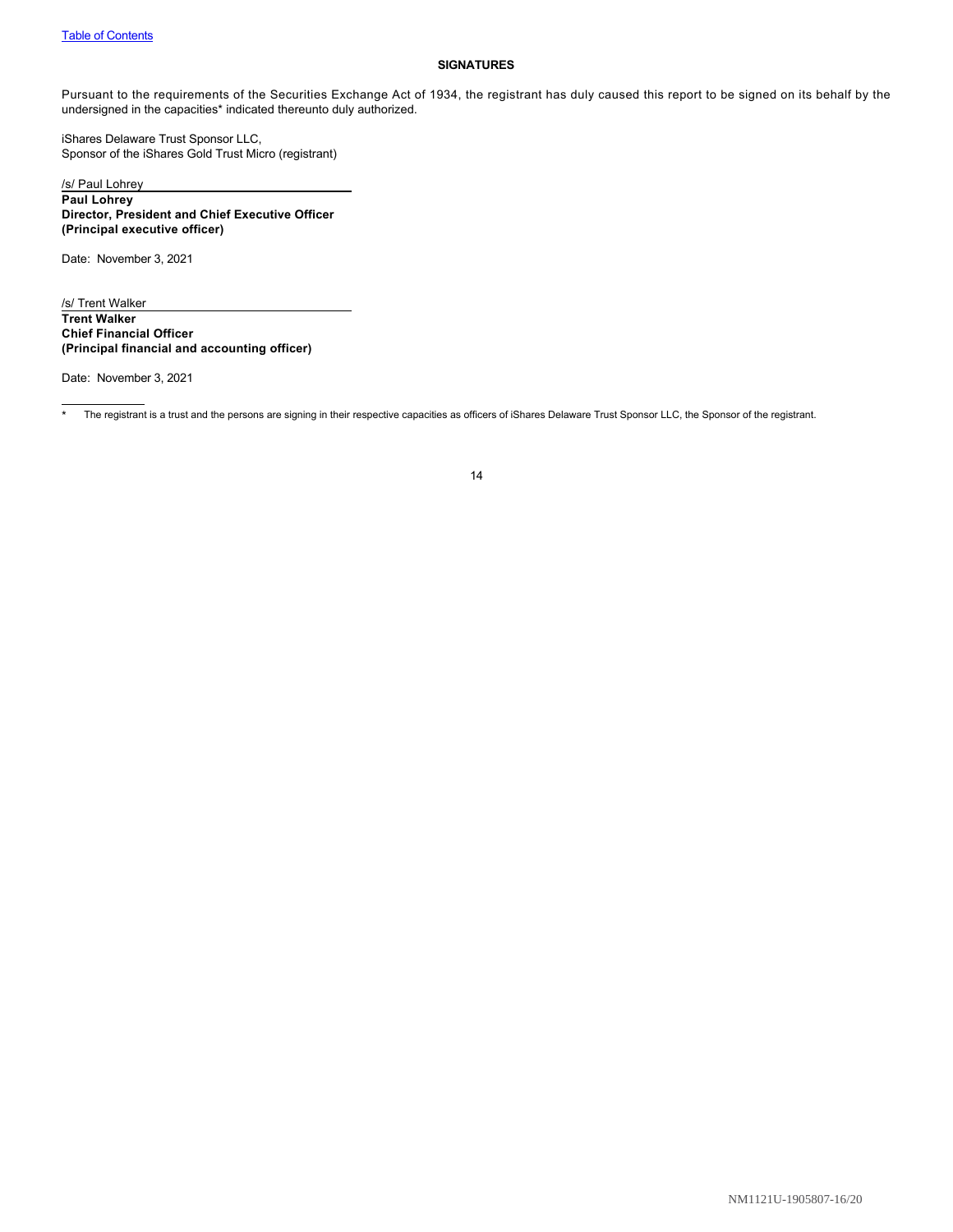## SIGNATURES

Pursuant to the requirements of the Securities Exchange Act of 1934, the registrant has duly caused this report to be signed on its behalf by the undersigned in the capacities* indicated thereunto duly authorized.

iShares Delaware Trust Sponsor LLC,
Sponsor of the iShares Gold Trust Micro (registrant)

/s/ Paul Lohrey
**Paul Lohrey**
**Director, President and Chief Executive Officer**
**(Principal executive officer)**

Date: November 3, 2021

/s/ Trent Walker
**Trent Walker**
**Chief Financial Officer**
**(Principal financial and accounting officer)**

Date: November 3, 2021

\* The registrant is a trust and the persons are signing in their respective capacities as officers of iShares Delaware Trust Sponsor LLC, the Sponsor of the registrant.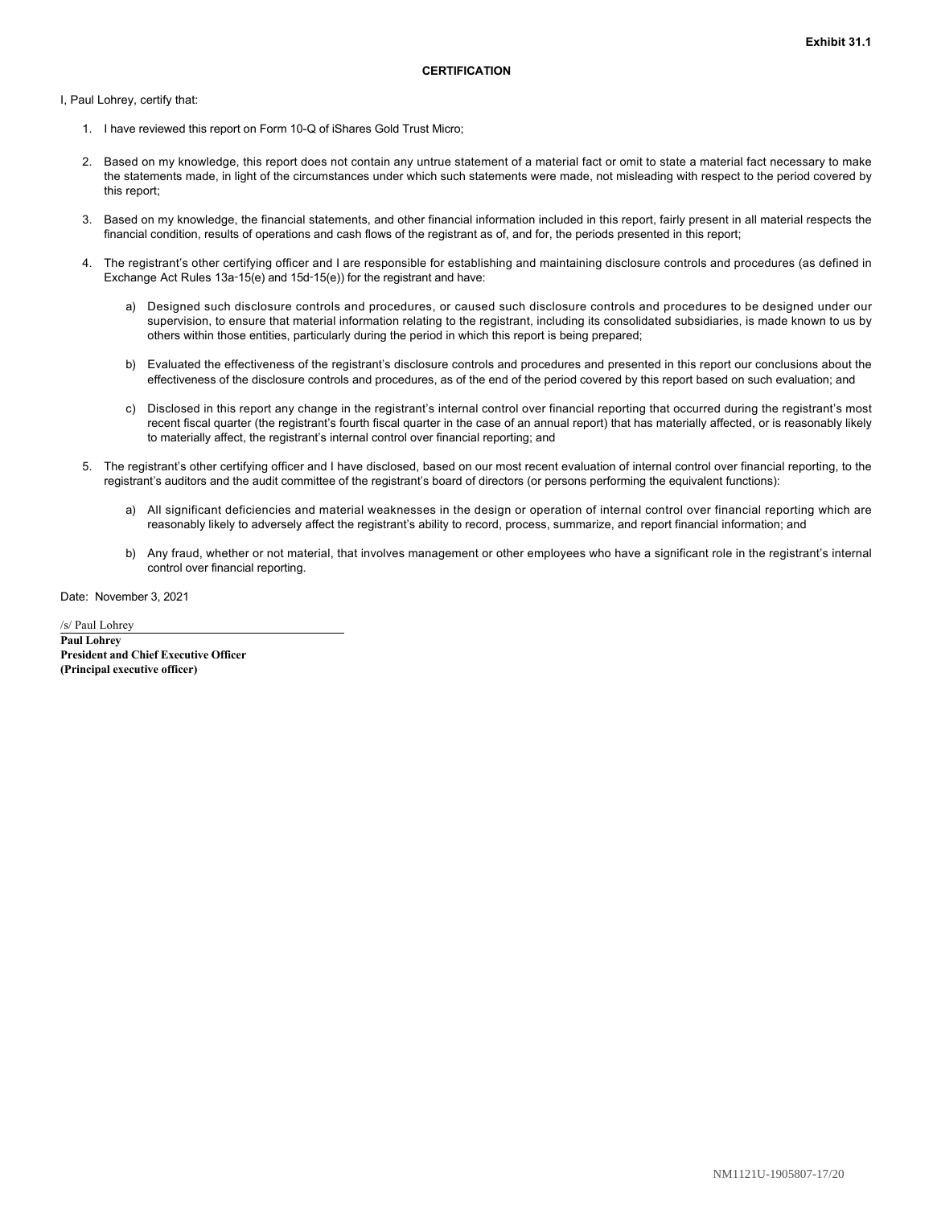**Exhibit 31.1**

**CERTIFICATION**

I, Paul Lohrey, certify that:

1. I have reviewed this report on Form 10-Q of iShares Gold Trust Micro;

2. Based on my knowledge, this report does not contain any untrue statement of a material fact or omit to state a material fact necessary to make the statements made, in light of the circumstances under which such statements were made, not misleading with respect to the period covered by this report;

3. Based on my knowledge, the financial statements, and other financial information included in this report, fairly present in all material respects the financial condition, results of operations and cash flows of the registrant as of, and for, the periods presented in this report;

4. The registrant's other certifying officer and I are responsible for establishing and maintaining disclosure controls and procedures (as defined in Exchange Act Rules 13a-15(e) and 15d-15(e)) for the registrant and have:

   a) Designed such disclosure controls and procedures, or caused such disclosure controls and procedures to be designed under our supervision, to ensure that material information relating to the registrant, including its consolidated subsidiaries, is made known to us by others within those entities, particularly during the period in which this report is being prepared;

   b) Evaluated the effectiveness of the registrant's disclosure controls and procedures and presented in this report our conclusions about the effectiveness of the disclosure controls and procedures, as of the end of the period covered by this report based on such evaluation; and

   c) Disclosed in this report any change in the registrant's internal control over financial reporting that occurred during the registrant's most recent fiscal quarter (the registrant's fourth fiscal quarter in the case of an annual report) that has materially affected, or is reasonably likely to materially affect, the registrant's internal control over financial reporting; and

5. The registrant's other certifying officer and I have disclosed, based on our most recent evaluation of internal control over financial reporting, to the registrant's auditors and the audit committee of the registrant's board of directors (or persons performing the equivalent functions):

   a) All significant deficiencies and material weaknesses in the design or operation of internal control over financial reporting which are reasonably likely to adversely affect the registrant's ability to record, process, summarize, and report financial information; and

   b) Any fraud, whether or not material, that involves management or other employees who have a significant role in the registrant's internal control over financial reporting.

Date: November 3, 2021

/s/ Paul Lohrey

**Paul Lohrey**
**President and Chief Executive Officer**
**(Principal executive officer)**

NM1121U-1905807-17/20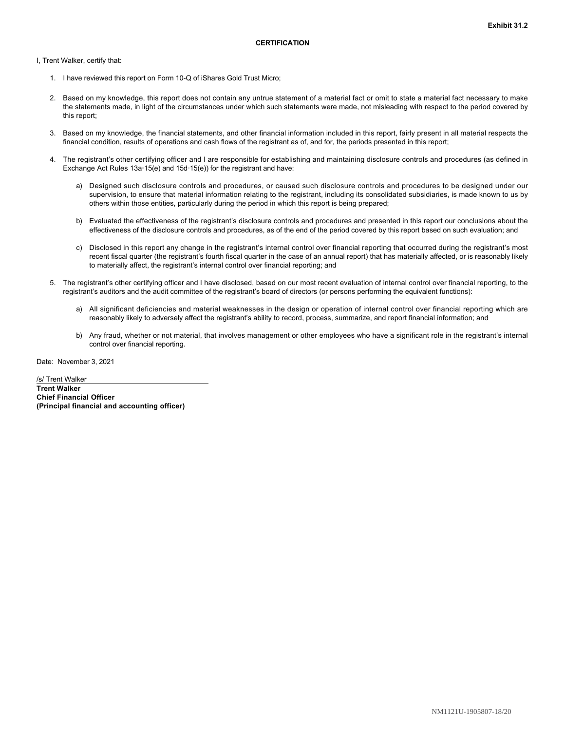**Exhibit 31.2**

**CERTIFICATION**

I, Trent Walker, certify that:

1. I have reviewed this report on Form 10-Q of iShares Gold Trust Micro;

2. Based on my knowledge, this report does not contain any untrue statement of a material fact or omit to state a material fact necessary to make the statements made, in light of the circumstances under which such statements were made, not misleading with respect to the period covered by this report;

3. Based on my knowledge, the financial statements, and other financial information included in this report, fairly present in all material respects the financial condition, results of operations and cash flows of the registrant as of, and for, the periods presented in this report;

4. The registrant's other certifying officer and I are responsible for establishing and maintaining disclosure controls and procedures (as defined in Exchange Act Rules 13a-15(e) and 15d-15(e)) for the registrant and have:

   a) Designed such disclosure controls and procedures, or caused such disclosure controls and procedures to be designed under our supervision, to ensure that material information relating to the registrant, including its consolidated subsidiaries, is made known to us by others within those entities, particularly during the period in which this report is being prepared;

   b) Evaluated the effectiveness of the registrant's disclosure controls and procedures and presented in this report our conclusions about the effectiveness of the disclosure controls and procedures, as of the end of the period covered by this report based on such evaluation; and

   c) Disclosed in this report any change in the registrant's internal control over financial reporting that occurred during the registrant's most recent fiscal quarter (the registrant's fourth fiscal quarter in the case of an annual report) that has materially affected, or is reasonably likely to materially affect, the registrant's internal control over financial reporting; and

5. The registrant's other certifying officer and I have disclosed, based on our most recent evaluation of internal control over financial reporting, to the registrant's auditors and the audit committee of the registrant's board of directors (or persons performing the equivalent functions):

   a) All significant deficiencies and material weaknesses in the design or operation of internal control over financial reporting which are reasonably likely to adversely affect the registrant's ability to record, process, summarize, and report financial information; and

   b) Any fraud, whether or not material, that involves management or other employees who have a significant role in the registrant's internal control over financial reporting.

Date: November 3, 2021

/s/ Trent Walker

**Trent Walker**
**Chief Financial Officer**
**(Principal financial and accounting officer)**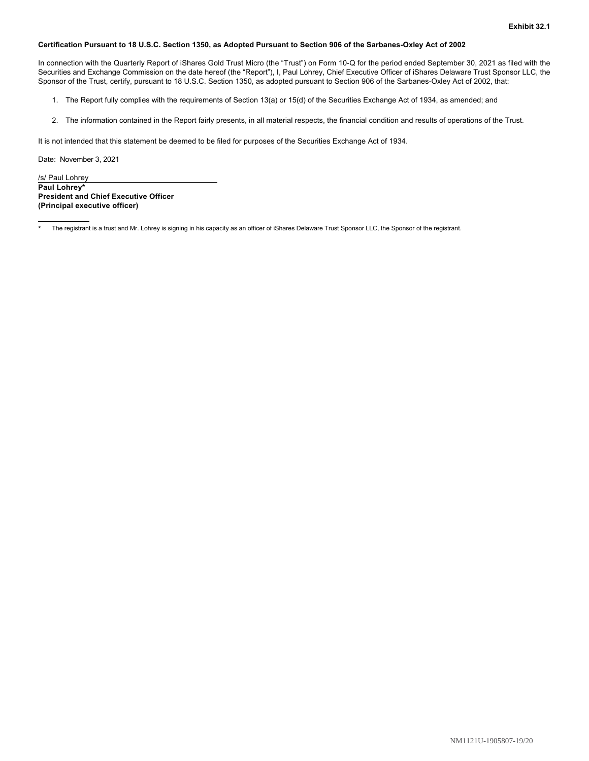**Exhibit 32.1**

**Certification Pursuant to 18 U.S.C. Section 1350, as Adopted Pursuant to Section 906 of the Sarbanes-Oxley Act of 2002**

In connection with the Quarterly Report of iShares Gold Trust Micro (the "Trust") on Form 10-Q for the period ended September 30, 2021 as filed with the Securities and Exchange Commission on the date hereof (the "Report"), I, Paul Lohrey, Chief Executive Officer of iShares Delaware Trust Sponsor LLC, the Sponsor of the Trust, certify, pursuant to 18 U.S.C. Section 1350, as adopted pursuant to Section 906 of the Sarbanes-Oxley Act of 2002, that:

1. The Report fully complies with the requirements of Section 13(a) or 15(d) of the Securities Exchange Act of 1934, as amended; and

2. The information contained in the Report fairly presents, in all material respects, the financial condition and results of operations of the Trust.

It is not intended that this statement be deemed to be filed for purposes of the Securities Exchange Act of 1934.

Date: November 3, 2021

/s/ Paul Lohrey

**Paul Lohrey***
**President and Chief Executive Officer**
**(Principal executive officer)**

---

* The registrant is a trust and Mr. Lohrey is signing in his capacity as an officer of iShares Delaware Trust Sponsor LLC, the Sponsor of the registrant.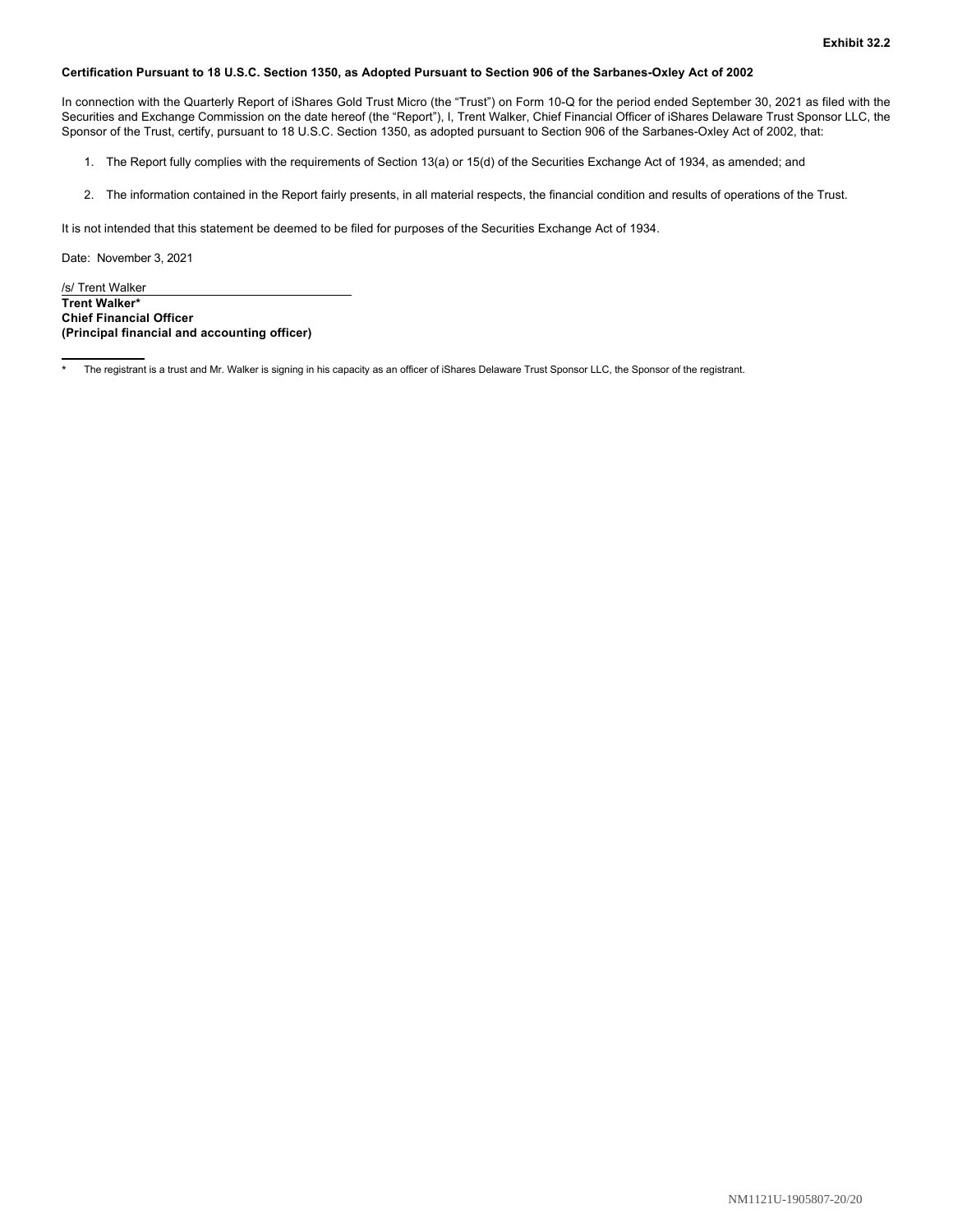**Exhibit 32.2**

**Certification Pursuant to 18 U.S.C. Section 1350, as Adopted Pursuant to Section 906 of the Sarbanes-Oxley Act of 2002**

In connection with the Quarterly Report of iShares Gold Trust Micro (the "Trust") on Form 10-Q for the period ended September 30, 2021 as filed with the Securities and Exchange Commission on the date hereof (the "Report"), I, Trent Walker, Chief Financial Officer of iShares Delaware Trust Sponsor LLC, the Sponsor of the Trust, certify, pursuant to 18 U.S.C. Section 1350, as adopted pursuant to Section 906 of the Sarbanes-Oxley Act of 2002, that:

1. The Report fully complies with the requirements of Section 13(a) or 15(d) of the Securities Exchange Act of 1934, as amended; and

2. The information contained in the Report fairly presents, in all material respects, the financial condition and results of operations of the Trust.

It is not intended that this statement be deemed to be filed for purposes of the Securities Exchange Act of 1934.

Date: November 3, 2021

/s/ Trent Walker

**Trent Walker***
**Chief Financial Officer**
**(Principal financial and accounting officer)**

\* The registrant is a trust and Mr. Walker is signing in his capacity as an officer of iShares Delaware Trust Sponsor LLC, the Sponsor of the registrant.

NM1121U-1905807-20/20